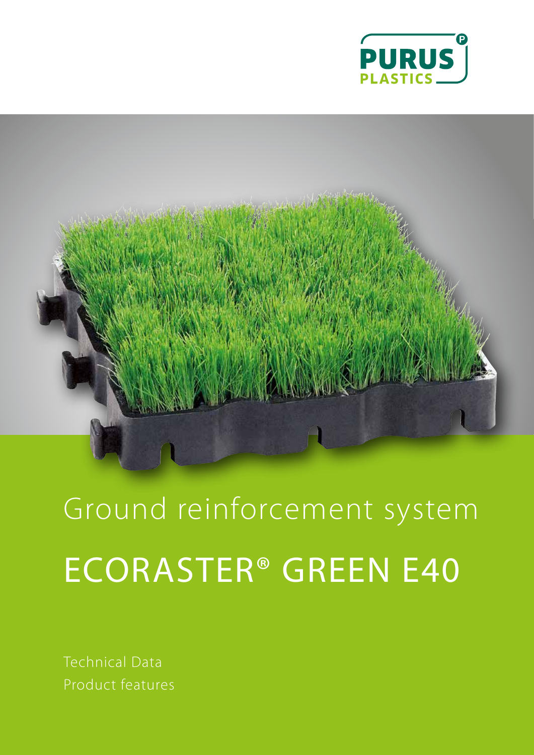PURUS PLASTICS

# Ground reinforcement system

# ECORASTER® GREEN E40

Technical Data
Product features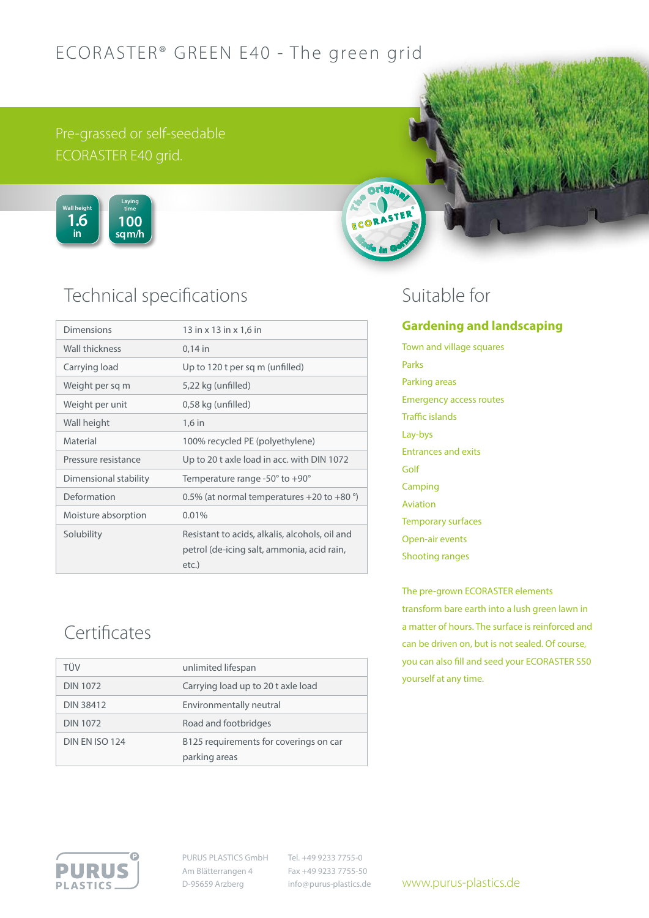# ECORASTER® GREEN E40 - The green grid

Pre-grassed or self-seedable ECORASTER E40 grid.

Wall height 1.6 in

Laying time 100 sq m/h

## Technical specifications

| | |
|---|---|
| Dimensions | 13 in x 13 in x 1,6 in |
| Wall thickness | 0,14 in |
| Carrying load | Up to 120 t per sq m (unfilled) |
| Weight per sq m | 5,22 kg (unfilled) |
| Weight per unit | 0,58 kg (unfilled) |
| Wall height | 1,6 in |
| Material | 100% recycled PE (polyethylene) |
| Pressure resistance | Up to 20 t axle load in acc. with DIN 1072 |
| Dimensional stability | Temperature range -50° to +90° |
| Deformation | 0.5% (at normal temperatures +20 to +80 °) |
| Moisture absorption | 0.01% |
| Solubility | Resistant to acids, alkalis, alcohols, oil and petrol (de-icing salt, ammonia, acid rain, etc.) |

## Certificates

| | |
|---|---|
| TÜV | unlimited lifespan |
| DIN 1072 | Carrying load up to 20 t axle load |
| DIN 38412 | Environmentally neutral |
| DIN 1072 | Road and footbridges |
| DIN EN ISO 124 | B125 requirements for coverings on car parking areas |

## Suitable for

### Gardening and landscaping

- Town and village squares
- Parks
- Parking areas
- Emergency access routes
- Traffic islands
- Lay-bys
- Entrances and exits
- Golf
- Camping
- Aviation
- Temporary surfaces
- Open-air events
- Shooting ranges

The pre-grown ECORASTER elements transform bare earth into a lush green lawn in a matter of hours. The surface is reinforced and can be driven on, but is not sealed. Of course, you can also fill and seed your ECORASTER S50 yourself at any time.

PURUS PLASTICS GmbH
Am Blätterrangen 4
D-95659 Arzberg

Tel. +49 9233 7755-0
Fax +49 9233 7755-50
info@purus-plastics.de

www.purus-plastics.de